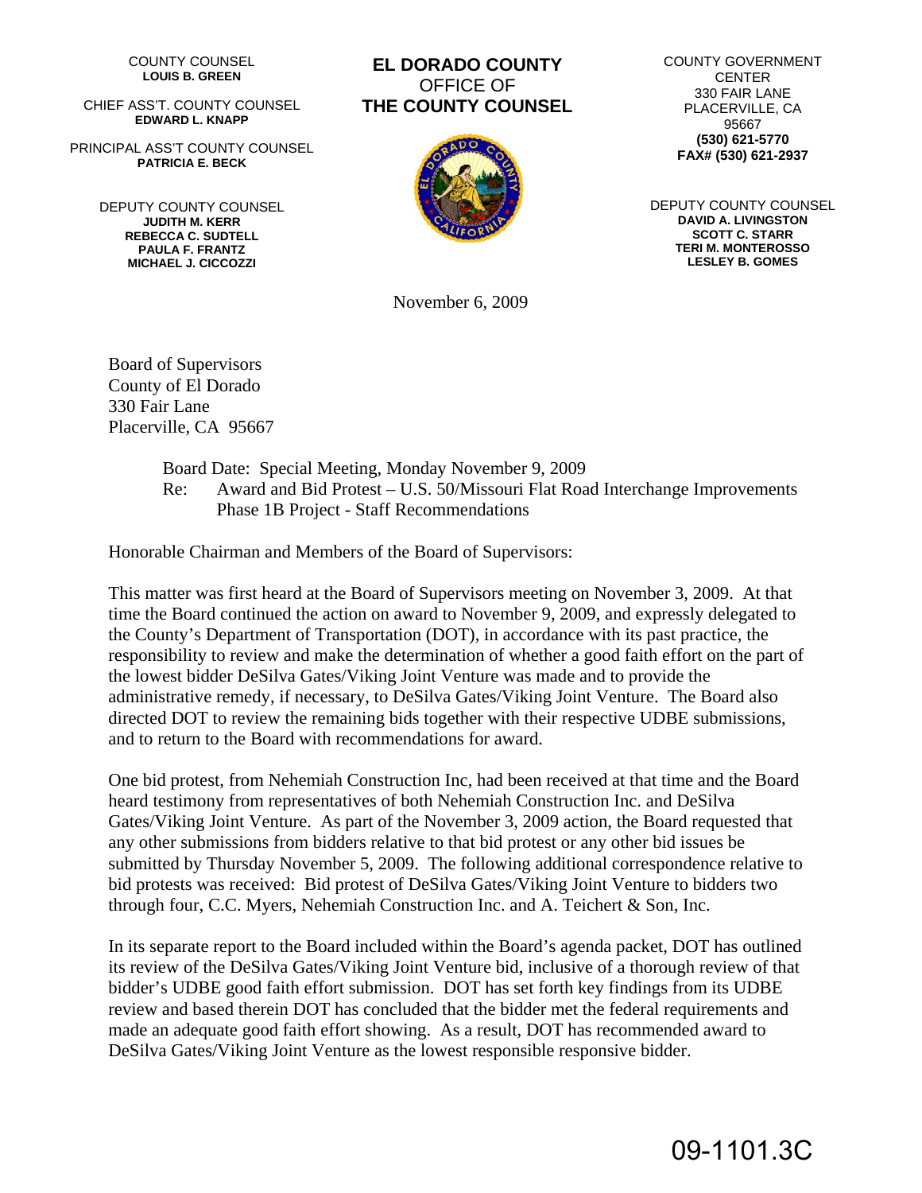COUNTY COUNSEL
**LOUIS B. GREEN**

CHIEF ASS'T. COUNTY COUNSEL
**EDWARD L. KNAPP**

PRINCIPAL ASS'T COUNTY COUNSEL
**PATRICIA E. BECK**

DEPUTY COUNTY COUNSEL
**JUDITH M. KERR**
**REBECCA C. SUDTELL**
**PAULA F. FRANTZ**
**MICHAEL J. CICCOZZI**

# EL DORADO COUNTY
OFFICE OF
**THE COUNTY COUNSEL**

COUNTY GOVERNMENT CENTER
330 FAIR LANE
PLACERVILLE, CA 95667
**(530) 621-5770**
**FAX# (530) 621-2937**

DEPUTY COUNTY COUNSEL
**DAVID A. LIVINGSTON**
**SCOTT C. STARR**
**TERI M. MONTEROSSO**
**LESLEY B. GOMES**

November 6, 2009

Board of Supervisors
County of El Dorado
330 Fair Lane
Placerville, CA 95667

Board Date: Special Meeting, Monday November 9, 2009
Re: Award and Bid Protest – U.S. 50/Missouri Flat Road Interchange Improvements Phase 1B Project - Staff Recommendations

Honorable Chairman and Members of the Board of Supervisors:

This matter was first heard at the Board of Supervisors meeting on November 3, 2009. At that time the Board continued the action on award to November 9, 2009, and expressly delegated to the County's Department of Transportation (DOT), in accordance with its past practice, the responsibility to review and make the determination of whether a good faith effort on the part of the lowest bidder DeSilva Gates/Viking Joint Venture was made and to provide the administrative remedy, if necessary, to DeSilva Gates/Viking Joint Venture. The Board also directed DOT to review the remaining bids together with their respective UDBE submissions, and to return to the Board with recommendations for award.

One bid protest, from Nehemiah Construction Inc, had been received at that time and the Board heard testimony from representatives of both Nehemiah Construction Inc. and DeSilva Gates/Viking Joint Venture. As part of the November 3, 2009 action, the Board requested that any other submissions from bidders relative to that bid protest or any other bid issues be submitted by Thursday November 5, 2009. The following additional correspondence relative to bid protests was received: Bid protest of DeSilva Gates/Viking Joint Venture to bidders two through four, C.C. Myers, Nehemiah Construction Inc. and A. Teichert & Son, Inc.

In its separate report to the Board included within the Board's agenda packet, DOT has outlined its review of the DeSilva Gates/Viking Joint Venture bid, inclusive of a thorough review of that bidder's UDBE good faith effort submission. DOT has set forth key findings from its UDBE review and based therein DOT has concluded that the bidder met the federal requirements and made an adequate good faith effort showing. As a result, DOT has recommended award to DeSilva Gates/Viking Joint Venture as the lowest responsible responsive bidder.

09-1101.3C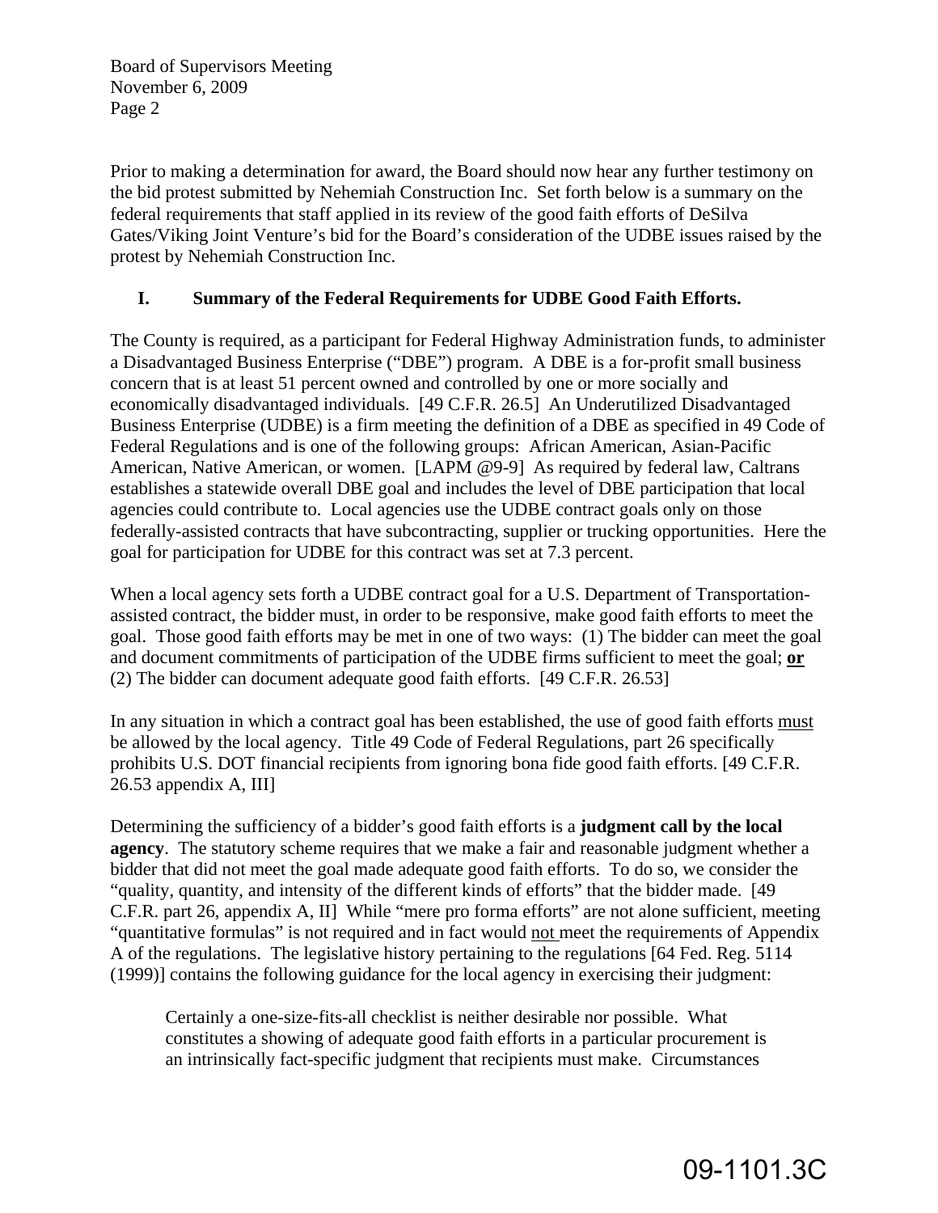Prior to making a determination for award, the Board should now hear any further testimony on the bid protest submitted by Nehemiah Construction Inc. Set forth below is a summary on the federal requirements that staff applied in its review of the good faith efforts of DeSilva Gates/Viking Joint Venture's bid for the Board's consideration of the UDBE issues raised by the protest by Nehemiah Construction Inc.

## I. Summary of the Federal Requirements for UDBE Good Faith Efforts.

The County is required, as a participant for Federal Highway Administration funds, to administer a Disadvantaged Business Enterprise ("DBE") program. A DBE is a for-profit small business concern that is at least 51 percent owned and controlled by one or more socially and economically disadvantaged individuals. [49 C.F.R. 26.5] An Underutilized Disadvantaged Business Enterprise (UDBE) is a firm meeting the definition of a DBE as specified in 49 Code of Federal Regulations and is one of the following groups: African American, Asian-Pacific American, Native American, or women. [LAPM @9-9] As required by federal law, Caltrans establishes a statewide overall DBE goal and includes the level of DBE participation that local agencies could contribute to. Local agencies use the UDBE contract goals only on those federally-assisted contracts that have subcontracting, supplier or trucking opportunities. Here the goal for participation for UDBE for this contract was set at 7.3 percent.

When a local agency sets forth a UDBE contract goal for a U.S. Department of Transportation-assisted contract, the bidder must, in order to be responsive, make good faith efforts to meet the goal. Those good faith efforts may be met in one of two ways: (1) The bidder can meet the goal and document commitments of participation of the UDBE firms sufficient to meet the goal; **or** (2) The bidder can document adequate good faith efforts. [49 C.F.R. 26.53]

In any situation in which a contract goal has been established, the use of good faith efforts must be allowed by the local agency. Title 49 Code of Federal Regulations, part 26 specifically prohibits U.S. DOT financial recipients from ignoring bona fide good faith efforts. [49 C.F.R. 26.53 appendix A, III]

Determining the sufficiency of a bidder's good faith efforts is a **judgment call by the local agency**. The statutory scheme requires that we make a fair and reasonable judgment whether a bidder that did not meet the goal made adequate good faith efforts. To do so, we consider the "quality, quantity, and intensity of the different kinds of efforts" that the bidder made. [49 C.F.R. part 26, appendix A, II] While "mere pro forma efforts" are not alone sufficient, meeting "quantitative formulas" is not required and in fact would not meet the requirements of Appendix A of the regulations. The legislative history pertaining to the regulations [64 Fed. Reg. 5114 (1999)] contains the following guidance for the local agency in exercising their judgment:

> Certainly a one-size-fits-all checklist is neither desirable nor possible. What constitutes a showing of adequate good faith efforts in a particular procurement is an intrinsically fact-specific judgment that recipients must make. Circumstances

09-1101.3C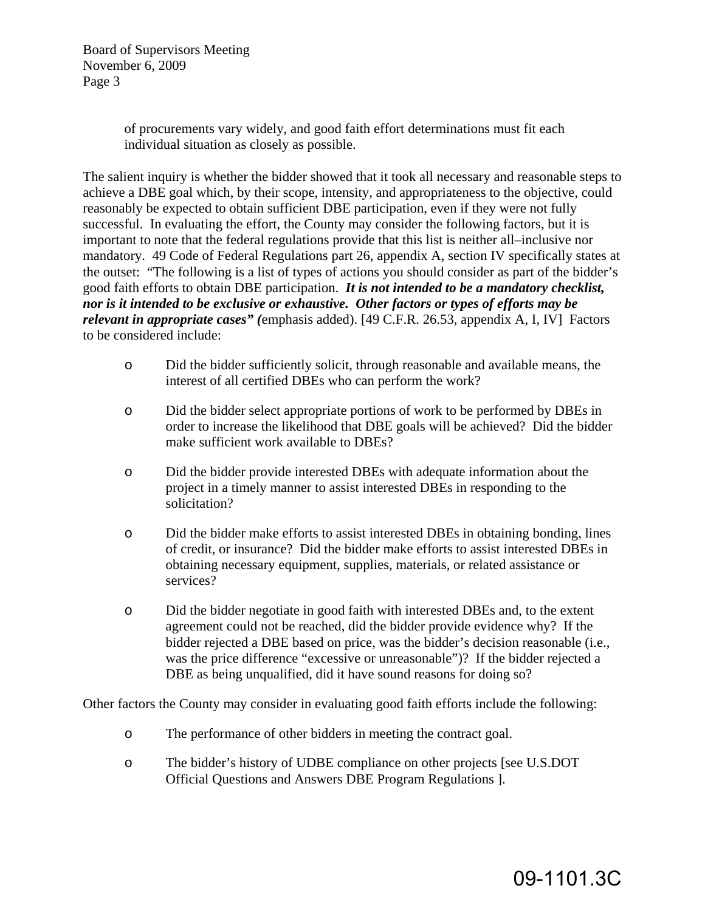of procurements vary widely, and good faith effort determinations must fit each individual situation as closely as possible.

The salient inquiry is whether the bidder showed that it took all necessary and reasonable steps to achieve a DBE goal which, by their scope, intensity, and appropriateness to the objective, could reasonably be expected to obtain sufficient DBE participation, even if they were not fully successful. In evaluating the effort, the County may consider the following factors, but it is important to note that the federal regulations provide that this list is neither all–inclusive nor mandatory. 49 Code of Federal Regulations part 26, appendix A, section IV specifically states at the outset: "The following is a list of types of actions you should consider as part of the bidder's good faith efforts to obtain DBE participation. ***It is not intended to be a mandatory checklist, nor is it intended to be exclusive or exhaustive. Other factors or types of efforts may be relevant in appropriate cases" (***emphasis added). [49 C.F.R. 26.53, appendix A, I, IV] Factors to be considered include:

- Did the bidder sufficiently solicit, through reasonable and available means, the interest of all certified DBEs who can perform the work?
- Did the bidder select appropriate portions of work to be performed by DBEs in order to increase the likelihood that DBE goals will be achieved? Did the bidder make sufficient work available to DBEs?
- Did the bidder provide interested DBEs with adequate information about the project in a timely manner to assist interested DBEs in responding to the solicitation?
- Did the bidder make efforts to assist interested DBEs in obtaining bonding, lines of credit, or insurance? Did the bidder make efforts to assist interested DBEs in obtaining necessary equipment, supplies, materials, or related assistance or services?
- Did the bidder negotiate in good faith with interested DBEs and, to the extent agreement could not be reached, did the bidder provide evidence why? If the bidder rejected a DBE based on price, was the bidder's decision reasonable (i.e., was the price difference "excessive or unreasonable")? If the bidder rejected a DBE as being unqualified, did it have sound reasons for doing so?

Other factors the County may consider in evaluating good faith efforts include the following:

- The performance of other bidders in meeting the contract goal.
- The bidder's history of UDBE compliance on other projects [see U.S.DOT Official Questions and Answers DBE Program Regulations ].

09-1101.3C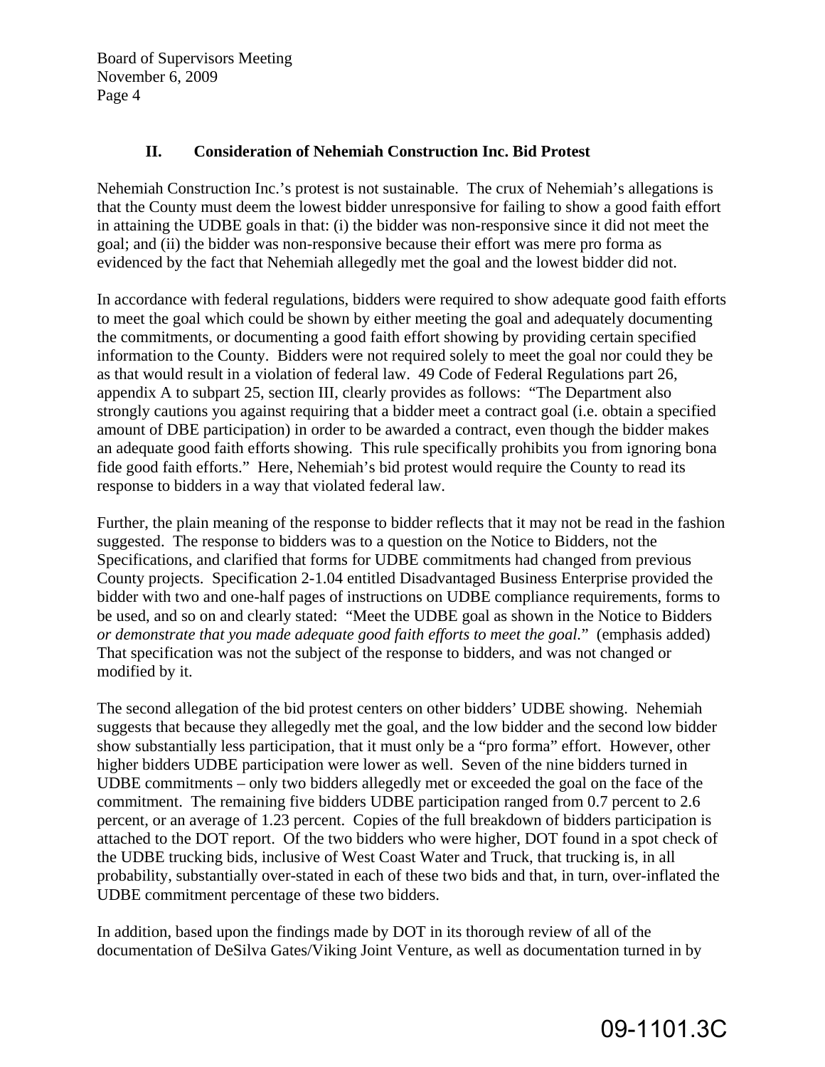## II. Consideration of Nehemiah Construction Inc. Bid Protest

Nehemiah Construction Inc.'s protest is not sustainable. The crux of Nehemiah's allegations is that the County must deem the lowest bidder unresponsive for failing to show a good faith effort in attaining the UDBE goals in that: (i) the bidder was non-responsive since it did not meet the goal; and (ii) the bidder was non-responsive because their effort was mere pro forma as evidenced by the fact that Nehemiah allegedly met the goal and the lowest bidder did not.

In accordance with federal regulations, bidders were required to show adequate good faith efforts to meet the goal which could be shown by either meeting the goal and adequately documenting the commitments, or documenting a good faith effort showing by providing certain specified information to the County. Bidders were not required solely to meet the goal nor could they be as that would result in a violation of federal law. 49 Code of Federal Regulations part 26, appendix A to subpart 25, section III, clearly provides as follows: "The Department also strongly cautions you against requiring that a bidder meet a contract goal (i.e. obtain a specified amount of DBE participation) in order to be awarded a contract, even though the bidder makes an adequate good faith efforts showing. This rule specifically prohibits you from ignoring bona fide good faith efforts." Here, Nehemiah's bid protest would require the County to read its response to bidders in a way that violated federal law.

Further, the plain meaning of the response to bidder reflects that it may not be read in the fashion suggested. The response to bidders was to a question on the Notice to Bidders, not the Specifications, and clarified that forms for UDBE commitments had changed from previous County projects. Specification 2-1.04 entitled Disadvantaged Business Enterprise provided the bidder with two and one-half pages of instructions on UDBE compliance requirements, forms to be used, and so on and clearly stated: "Meet the UDBE goal as shown in the Notice to Bidders *or demonstrate that you made adequate good faith efforts to meet the goal.*" (emphasis added) That specification was not the subject of the response to bidders, and was not changed or modified by it.

The second allegation of the bid protest centers on other bidders' UDBE showing. Nehemiah suggests that because they allegedly met the goal, and the low bidder and the second low bidder show substantially less participation, that it must only be a "pro forma" effort. However, other higher bidders UDBE participation were lower as well. Seven of the nine bidders turned in UDBE commitments – only two bidders allegedly met or exceeded the goal on the face of the commitment. The remaining five bidders UDBE participation ranged from 0.7 percent to 2.6 percent, or an average of 1.23 percent. Copies of the full breakdown of bidders participation is attached to the DOT report. Of the two bidders who were higher, DOT found in a spot check of the UDBE trucking bids, inclusive of West Coast Water and Truck, that trucking is, in all probability, substantially over-stated in each of these two bids and that, in turn, over-inflated the UDBE commitment percentage of these two bidders.

In addition, based upon the findings made by DOT in its thorough review of all of the documentation of DeSilva Gates/Viking Joint Venture, as well as documentation turned in by

09-1101.3C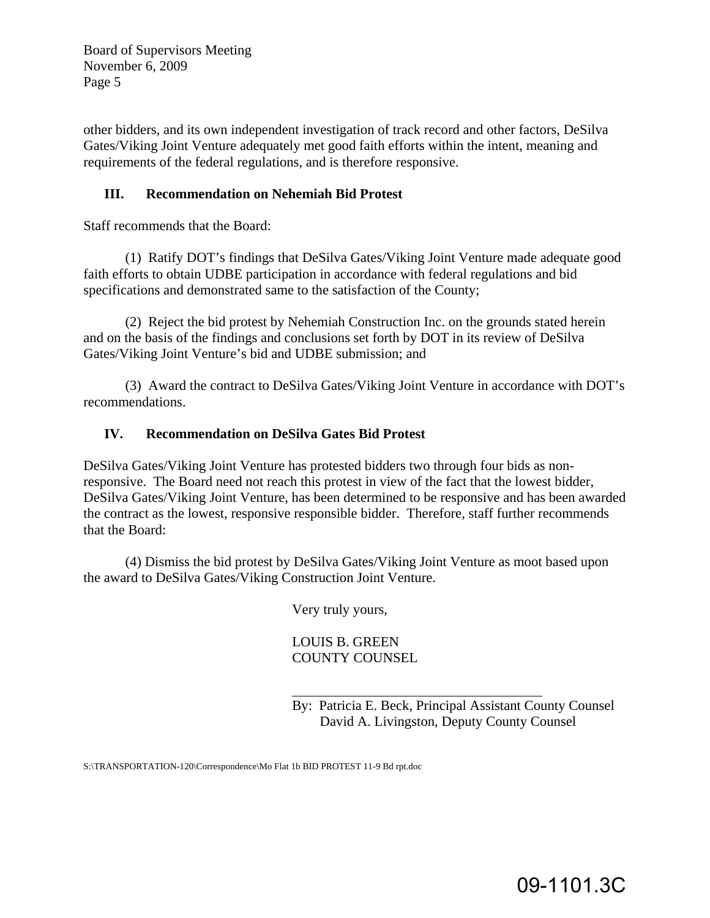other bidders, and its own independent investigation of track record and other factors, DeSilva Gates/Viking Joint Venture adequately met good faith efforts within the intent, meaning and requirements of the federal regulations, and is therefore responsive.

## III. Recommendation on Nehemiah Bid Protest

Staff recommends that the Board:

(1) Ratify DOT's findings that DeSilva Gates/Viking Joint Venture made adequate good faith efforts to obtain UDBE participation in accordance with federal regulations and bid specifications and demonstrated same to the satisfaction of the County;

(2) Reject the bid protest by Nehemiah Construction Inc. on the grounds stated herein and on the basis of the findings and conclusions set forth by DOT in its review of DeSilva Gates/Viking Joint Venture's bid and UDBE submission; and

(3) Award the contract to DeSilva Gates/Viking Joint Venture in accordance with DOT's recommendations.

## IV. Recommendation on DeSilva Gates Bid Protest

DeSilva Gates/Viking Joint Venture has protested bidders two through four bids as non-responsive. The Board need not reach this protest in view of the fact that the lowest bidder, DeSilva Gates/Viking Joint Venture, has been determined to be responsive and has been awarded the contract as the lowest, responsive responsible bidder. Therefore, staff further recommends that the Board:

(4) Dismiss the bid protest by DeSilva Gates/Viking Joint Venture as moot based upon the award to DeSilva Gates/Viking Construction Joint Venture.

Very truly yours,

LOUIS B. GREEN
COUNTY COUNSEL

\_\_\_\_\_\_\_\_\_\_\_\_\_\_\_\_\_\_\_\_\_\_\_\_\_\_\_\_\_\_\_\_\_\_\_\_

By: Patricia E. Beck, Principal Assistant County Counsel
David A. Livingston, Deputy County Counsel

S:\TRANSPORTATION-120\Correspondence\Mo Flat 1b BID PROTEST 11-9 Bd rpt.doc

09-1101.3C